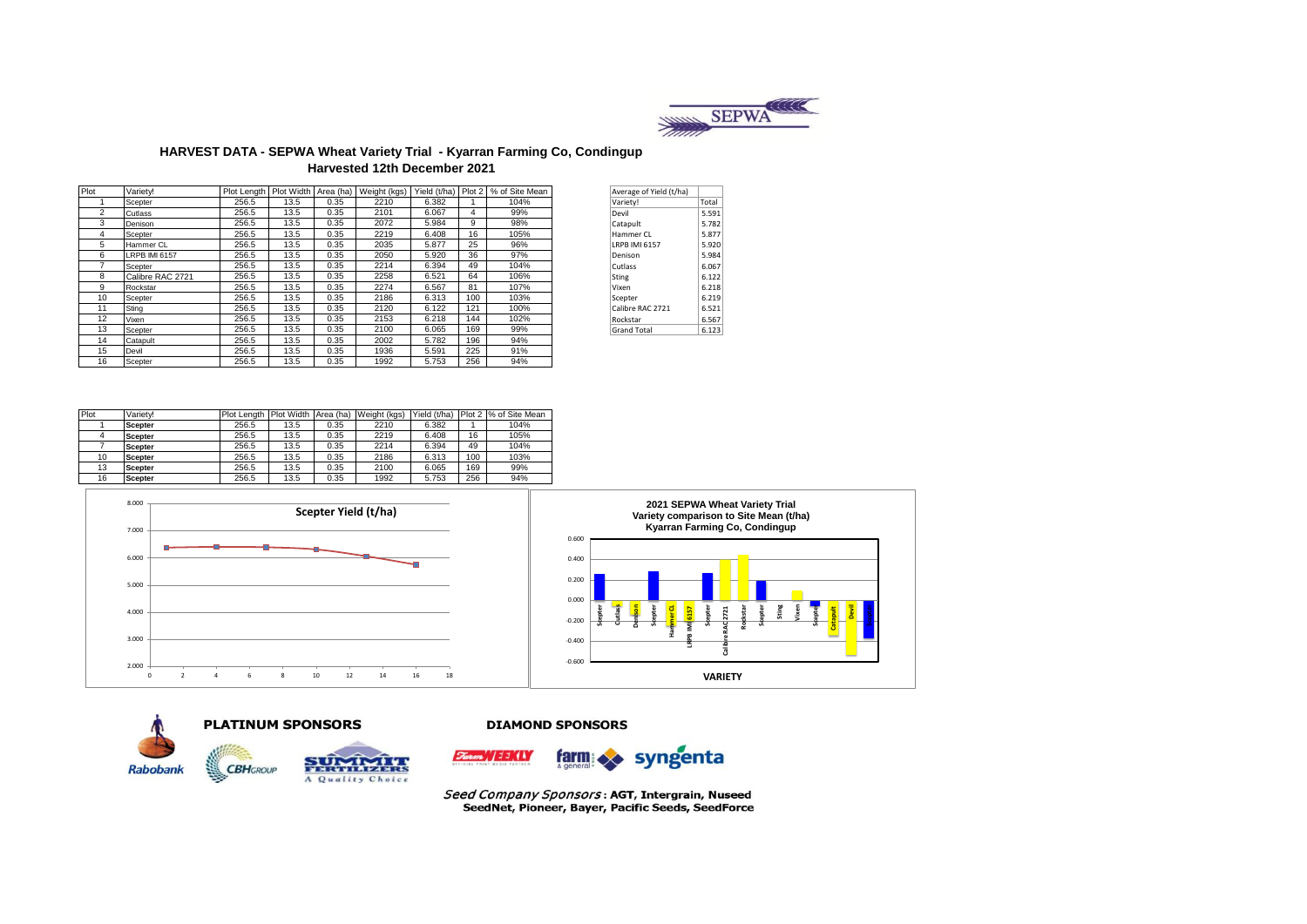# HARVEST DATA - SEPWA Wheat Variety Trial - Kyarran Farming Co, Condingup

## Harvested 12th December 2021

| Plot | Variety! | Plot Length | Plot Width | Area (ha) | Weight (kgs) | Yield (t/ha) | Plot 2 | % of Site Mean |
|---|---|---|---|---|---|---|---|---|
| 1 | Scepter | 256.5 | 13.5 | 0.35 | 2210 | 6.382 | 1 | 104% |
| 2 | Cutlass | 256.5 | 13.5 | 0.35 | 2101 | 6.067 | 4 | 99% |
| 3 | Denison | 256.5 | 13.5 | 0.35 | 2072 | 5.984 | 9 | 98% |
| 4 | Scepter | 256.5 | 13.5 | 0.35 | 2219 | 6.408 | 16 | 105% |
| 5 | Hammer CL | 256.5 | 13.5 | 0.35 | 2035 | 5.877 | 25 | 96% |
| 6 | LRPB IMI 6157 | 256.5 | 13.5 | 0.35 | 2050 | 5.920 | 36 | 97% |
| 7 | Scepter | 256.5 | 13.5 | 0.35 | 2214 | 6.394 | 49 | 104% |
| 8 | Calibre RAC 2721 | 256.5 | 13.5 | 0.35 | 2258 | 6.521 | 64 | 106% |
| 9 | Rockstar | 256.5 | 13.5 | 0.35 | 2274 | 6.567 | 81 | 107% |
| 10 | Scepter | 256.5 | 13.5 | 0.35 | 2186 | 6.313 | 100 | 103% |
| 11 | Sting | 256.5 | 13.5 | 0.35 | 2120 | 6.122 | 121 | 100% |
| 12 | Vixen | 256.5 | 13.5 | 0.35 | 2153 | 6.218 | 144 | 102% |
| 13 | Scepter | 256.5 | 13.5 | 0.35 | 2100 | 6.065 | 169 | 99% |
| 14 | Catapult | 256.5 | 13.5 | 0.35 | 2002 | 5.782 | 196 | 94% |
| 15 | Devil | 256.5 | 13.5 | 0.35 | 1936 | 5.591 | 225 | 91% |
| 16 | Scepter | 256.5 | 13.5 | 0.35 | 1992 | 5.753 | 256 | 94% |

| Average of Yield (t/ha) | |
|---|---|
| Variety! | Total |
| Devil | 5.591 |
| Catapult | 5.782 |
| Hammer CL | 5.877 |
| LRPB IMI 6157 | 5.920 |
| Denison | 5.984 |
| Cutlass | 6.067 |
| Sting | 6.122 |
| Vixen | 6.218 |
| Scepter | 6.219 |
| Calibre RAC 2721 | 6.521 |
| Rockstar | 6.567 |
| Grand Total | 6.123 |

| Plot | Variety! | Plot Length | Plot Width | Area (ha) | Weight (kgs) | Yield (t/ha) | Plot 2 | % of Site Mean |
|---|---|---|---|---|---|---|---|---|
| 1 | **Scepter** | 256.5 | 13.5 | 0.35 | 2210 | 6.382 | 1 | 104% |
| 4 | **Scepter** | 256.5 | 13.5 | 0.35 | 2219 | 6.408 | 16 | 105% |
| 7 | **Scepter** | 256.5 | 13.5 | 0.35 | 2214 | 6.394 | 49 | 104% |
| 10 | **Scepter** | 256.5 | 13.5 | 0.35 | 2186 | 6.313 | 100 | 103% |
| 13 | **Scepter** | 256.5 | 13.5 | 0.35 | 2100 | 6.065 | 169 | 99% |
| 16 | **Scepter** | 256.5 | 13.5 | 0.35 | 1992 | 5.753 | 256 | 94% |

**Scepter Yield (t/ha)**

**2021 SEPWA Wheat Variety Trial**
**Variety comparison to Site Mean (t/ha)**
**Kyarran Farming Co, Condingup**

VARIETY

**PLATINUM SPONSORS** Rabobank, CBH Group, Summit Fertilizers

**DIAMOND SPONSORS** Farm Weekly, farm & general, syngenta

*Seed Company Sponsors*: **AGT, Intergrain, Nuseed SeedNet, Pioneer, Bayer, Pacific Seeds, SeedForce**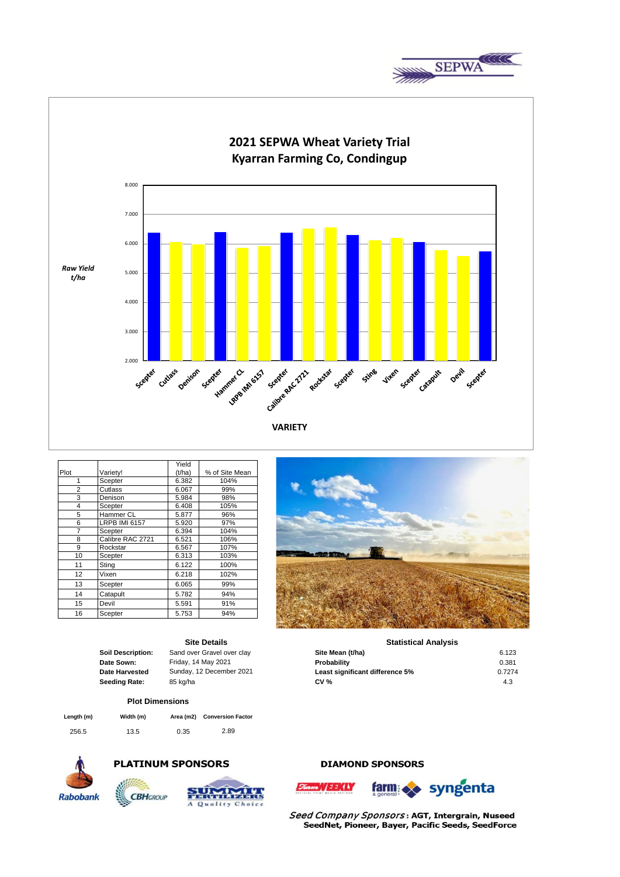# 2021 SEPWA Wheat Variety Trial
## Kyarran Farming Co, Condingup

*Raw Yield t/ha*

VARIETY

| Plot | Variety! | Yield (t/ha) | % of Site Mean |
|---|---|---|---|
| 1 | Scepter | 6.382 | 104% |
| 2 | Cutlass | 6.067 | 99% |
| 3 | Denison | 5.984 | 98% |
| 4 | Scepter | 6.408 | 105% |
| 5 | Hammer CL | 5.877 | 96% |
| 6 | LRPB IMI 6157 | 5.920 | 97% |
| 7 | Scepter | 6.394 | 104% |
| 8 | Calibre RAC 2721 | 6.521 | 106% |
| 9 | Rockstar | 6.567 | 107% |
| 10 | Scepter | 6.313 | 103% |
| 11 | Sting | 6.122 | 100% |
| 12 | Vixen | 6.218 | 102% |
| 13 | Scepter | 6.065 | 99% |
| 14 | Catapult | 5.782 | 94% |
| 15 | Devil | 5.591 | 91% |
| 16 | Scepter | 5.753 | 94% |

### Site Details

| | |
|---|---|
| **Soil Description:** | Sand over Gravel over clay |
| **Date Sown:** | Friday, 14 May 2021 |
| **Date Harvested** | Sunday, 12 December 2021 |
| **Seeding Rate:** | 85 kg/ha |

### Statistical Analysis

| | |
|---|---|
| **Site Mean (t/ha)** | 6.123 |
| **Probability** | 0.381 |
| **Least significant difference 5%** | 0.7274 |
| **CV %** | 4.3 |

### Plot Dimensions

| Length (m) | Width (m) | Area (m2) | Conversion Factor |
|---|---|---|---|
| 256.5 | 13.5 | 0.35 | 2.89 |

**PLATINUM SPONSORS**

Rabobank, CBH Group, Summit Fertilizers – A Quality Choice

**DIAMOND SPONSORS**

Farm Weekly, farm & general, syngenta

*Seed Company Sponsors* : **AGT, Intergrain, Nuseed SeedNet, Pioneer, Bayer, Pacific Seeds, SeedForce**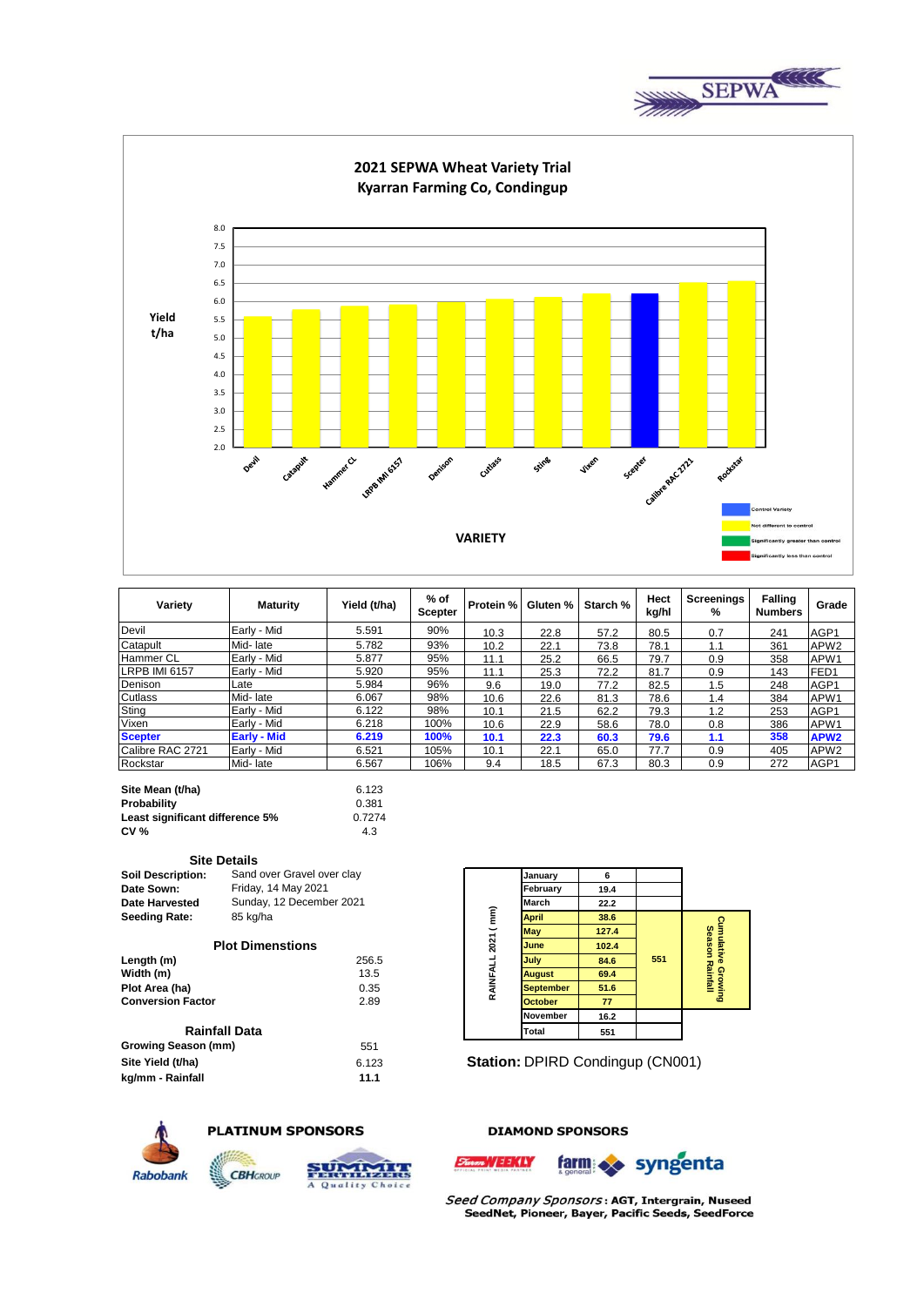SEPWA

## 2021 SEPWA Wheat Variety Trial
## Kyarran Farming Co, Condingup

Yield t/ha

8.0
7.5
7.0
6.5
6.0
5.5
5.0
4.5
4.0
3.5
3.0
2.5
2.0

Devil
Catapult
Hammer CL
LRPB IMI 6157
Denison
Cutlass
Sting
Vixen
Scepter
Calibre RAC 2721
Rockstar

VARIETY

Control Variety
Not different to control
Significantly greater than control
Significantly less than control

| Variety | Maturity | Yield (t/ha) | % of Scepter | Protein % | Gluten % | Starch % | Hect kg/hl | Screenings % | Falling Numbers | Grade |
|---|---|---|---|---|---|---|---|---|---|---|
| Devil | Early - Mid | 5.591 | 90% | 10.3 | 22.8 | 57.2 | 80.5 | 0.7 | 241 | AGP1 |
| Catapult | Mid- late | 5.782 | 93% | 10.2 | 22.1 | 73.8 | 78.1 | 1.1 | 361 | APW2 |
| Hammer CL | Early - Mid | 5.877 | 95% | 11.1 | 25.2 | 66.5 | 79.7 | 0.9 | 358 | APW1 |
| LRPB IMI 6157 | Early - Mid | 5.920 | 95% | 11.1 | 25.3 | 72.2 | 81.7 | 0.9 | 143 | FED1 |
| Denison | Late | 5.984 | 96% | 9.6 | 19.0 | 77.2 | 82.5 | 1.5 | 248 | AGP1 |
| Cutlass | Mid- late | 6.067 | 98% | 10.6 | 22.6 | 81.3 | 78.6 | 1.4 | 384 | APW1 |
| Sting | Early - Mid | 6.122 | 98% | 10.1 | 21.5 | 62.2 | 79.3 | 1.2 | 253 | AGP1 |
| Vixen | Early - Mid | 6.218 | 100% | 10.6 | 22.9 | 58.6 | 78.0 | 0.8 | 386 | APW1 |
| **Scepter** | **Early - Mid** | **6.219** | **100%** | **10.1** | **22.3** | **60.3** | **79.6** | **1.1** | **358** | **APW2** |
| Calibre RAC 2721 | Early - Mid | 6.521 | 105% | 10.1 | 22.1 | 65.0 | 77.7 | 0.9 | 405 | APW2 |
| Rockstar | Mid- late | 6.567 | 106% | 9.4 | 18.5 | 67.3 | 80.3 | 0.9 | 272 | AGP1 |

| | |
|---|---|
| **Site Mean (t/ha)** | 6.123 |
| **Probability** | 0.381 |
| **Least significant difference 5%** | 0.7274 |
| **CV %** | 4.3 |

### Site Details

| | |
|---|---|
| **Soil Description:** | Sand over Gravel over clay |
| **Date Sown:** | Friday, 14 May 2021 |
| **Date Harvested** | Sunday, 12 December 2021 |
| **Seeding Rate:** | 85 kg/ha |

### Plot Dimenstions

| | |
|---|---|
| **Length (m)** | 256.5 |
| **Width (m)** | 13.5 |
| **Plot Area (ha)** | 0.35 |
| **Conversion Factor** | 2.89 |

### Rainfall Data

| | |
|---|---|
| **Growing Season (mm)** | 551 |
| **Site Yield (t/ha)** | 6.123 |
| **kg/mm - Rainfall** | **11.1** |

RAINFALL 2021 ( mm)

| Month | Rainfall | Cumulative Growing Season Rainfall |
|---|---|---|
| January | 6 | |
| February | 19.4 | |
| March | 22.2 | |
| April | 38.6 | 551 |
| May | 127.4 | |
| June | 102.4 | |
| July | 84.6 | |
| August | 69.4 | |
| September | 51.6 | |
| October | 77 | |
| November | 16.2 | |
| Total | 551 | |

**Station:** DPIRD Condingup (CN001)

**PLATINUM SPONSORS**

Rabobank CBH GROUP SUMMIT FERTILIZERS A Quality Choice

**DIAMOND SPONSORS**

Farm WEEKLY farm & general syngenta

*Seed Company Sponsors*: **AGT, Intergrain, Nuseed SeedNet, Pioneer, Bayer, Pacific Seeds, SeedForce**